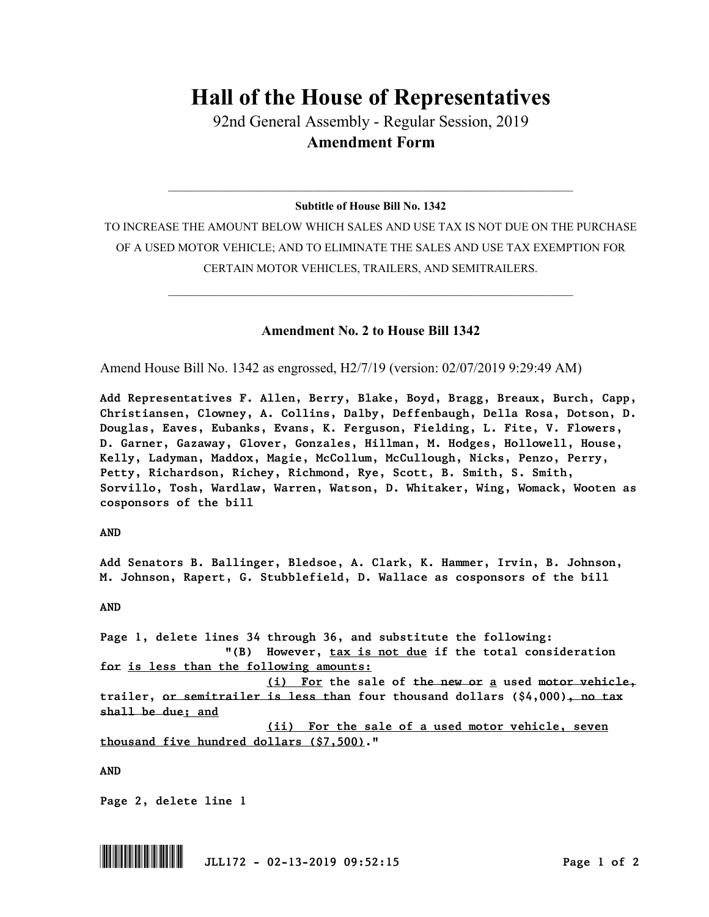# Hall of the House of Representatives

92nd General Assembly - Regular Session, 2019

**Amendment Form**

---

**Subtitle of House Bill No. 1342**

TO INCREASE THE AMOUNT BELOW WHICH SALES AND USE TAX IS NOT DUE ON THE PURCHASE OF A USED MOTOR VEHICLE; AND TO ELIMINATE THE SALES AND USE TAX EXEMPTION FOR CERTAIN MOTOR VEHICLES, TRAILERS, AND SEMITRAILERS.

---

## Amendment No. 2 to House Bill 1342

Amend House Bill No. 1342 as engrossed, H2/7/19 (version: 02/07/2019 9:29:49 AM)

**Add Representatives F. Allen, Berry, Blake, Boyd, Bragg, Breaux, Burch, Capp, Christiansen, Clowney, A. Collins, Dalby, Deffenbaugh, Della Rosa, Dotson, D. Douglas, Eaves, Eubanks, Evans, K. Ferguson, Fielding, L. Fite, V. Flowers, D. Garner, Gazaway, Glover, Gonzales, Hillman, M. Hodges, Hollowell, House, Kelly, Ladyman, Maddox, Magie, McCollum, McCullough, Nicks, Penzo, Perry, Petty, Richardson, Richey, Richmond, Rye, Scott, B. Smith, S. Smith, Sorvillo, Tosh, Wardlaw, Warren, Watson, D. Whitaker, Wing, Womack, Wooten as cosponsors of the bill**

**AND**

**Add Senators B. Ballinger, Bledsoe, A. Clark, K. Hammer, Irvin, B. Johnson, M. Johnson, Rapert, G. Stubblefield, D. Wallace as cosponsors of the bill**

**AND**

**Page 1, delete lines 34 through 36, and substitute the following:**

**"(B) However, <u>tax is not due</u> if the total consideration ~~for~~ <u>is less than the following amounts:</u>**

**<u>(i) For</u> the sale of ~~the new or~~ <u>a</u> used ~~motor vehicle,~~ trailer, ~~or semitrailer is less than~~ four thousand dollars ($4,000)~~, no tax shall be due~~<u>;</u> and**

**<u>(ii) For the sale of a used motor vehicle, seven thousand five hundred dollars ($7,500)</u>."**

**AND**

**Page 2, delete line 1**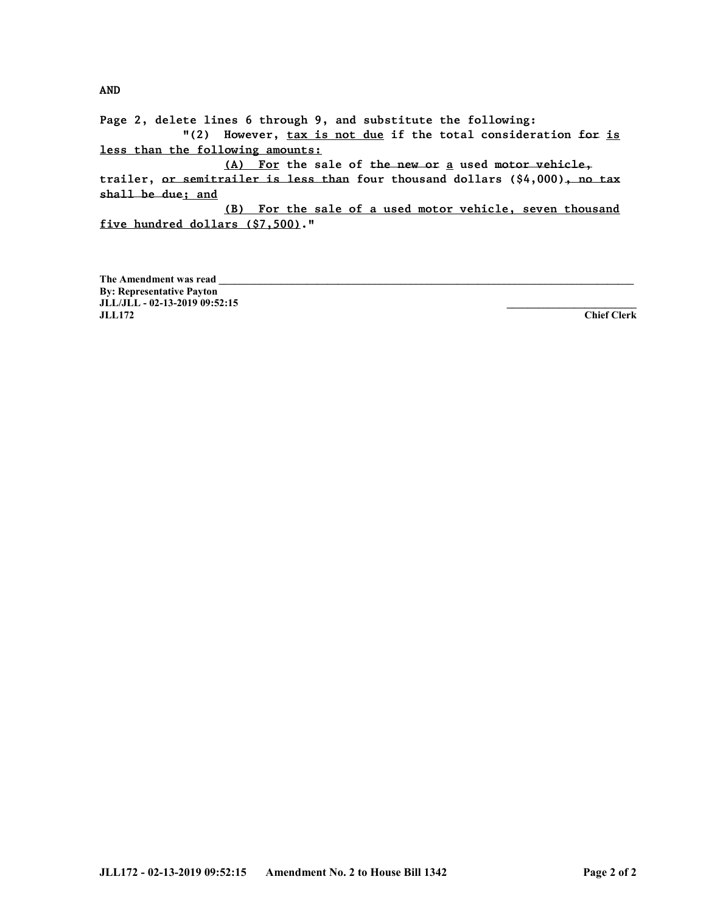AND

Page 2, delete lines 6 through 9, and substitute the following:

"(2) However, <u>tax is not due</u> if the total consideration ~~for~~ <u>is less than the following amounts:</u>

<u>(A) For</u> the sale of ~~the new or~~ <u>a</u> used ~~motor vehicle,~~ trailer, <u>~~or semitrailer is less than~~</u> four thousand dollars ($4,000)~~, no tax shall be due~~<u>~~;~~ and</u>

<u>(B) For the sale of a used motor vehicle, seven thousand five hundred dollars ($7,500)</u>."

The Amendment was read \_\_\_\_\_\_\_\_\_\_\_\_\_\_\_\_\_\_\_\_\_\_\_\_\_\_\_\_\_\_\_\_\_\_\_\_\_\_\_\_\_\_\_\_\_\_\_\_\_\_\_\_\_\_\_\_\_\_

By: Representative Payton

JLL/JLL - 02-13-2019 09:52:15

JLL172

\_\_\_\_\_\_\_\_\_\_\_\_\_\_\_\_\_\_\_\_\_\_\_\_\_\_

Chief Clerk